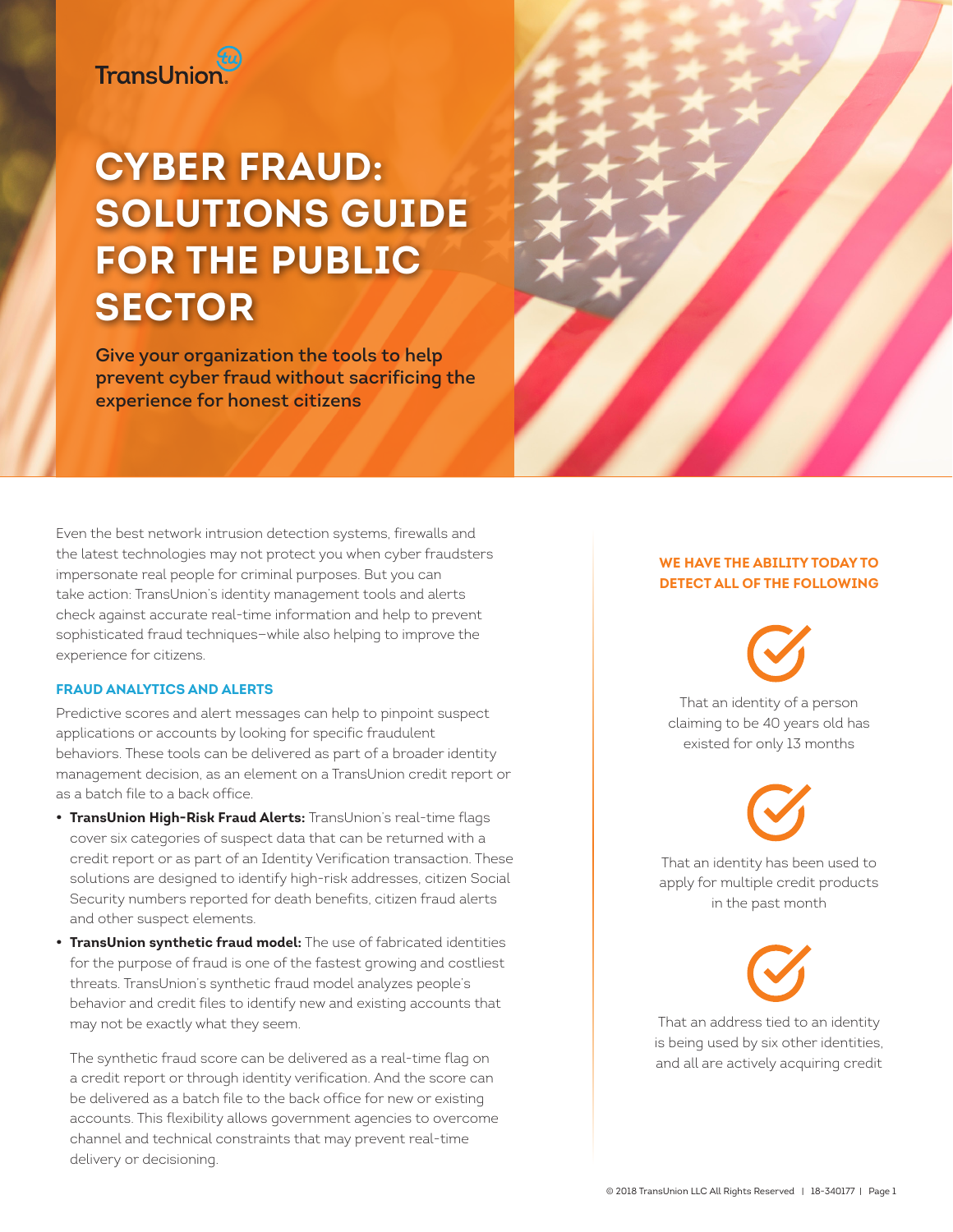TransUnion

# CYBER FRAUD: SOLUTIONS GUIDE FOR THE PUBLIC SECTOR

**Give your organization the tools to help prevent cyber fraud without sacrificing the experience for honest citizens**

Even the best network intrusion detection systems, firewalls and the latest technologies may not protect you when cyber fraudsters impersonate real people for criminal purposes. But you can take action: TransUnion's identity management tools and alerts check against accurate real-time information and help to prevent sophisticated fraud techniques—while also helping to improve the experience for citizens.

## FRAUD ANALYTICS AND ALERTS

Predictive scores and alert messages can help to pinpoint suspect applications or accounts by looking for specific fraudulent behaviors. These tools can be delivered as part of a broader identity management decision, as an element on a TransUnion credit report or as a batch file to a back office.

- **TransUnion High-Risk Fraud Alerts:** TransUnion's real-time flags cover six categories of suspect data that can be returned with a credit report or as part of an Identity Verification transaction. These solutions are designed to identify high-risk addresses, citizen Social Security numbers reported for death benefits, citizen fraud alerts and other suspect elements.
- **TransUnion synthetic fraud model:** The use of fabricated identities for the purpose of fraud is one of the fastest growing and costliest threats. TransUnion's synthetic fraud model analyzes people's behavior and credit files to identify new and existing accounts that may not be exactly what they seem.

  The synthetic fraud score can be delivered as a real-time flag on a credit report or through identity verification. And the score can be delivered as a batch file to the back office for new or existing accounts. This flexibility allows government agencies to overcome channel and technical constraints that may prevent real-time delivery or decisioning.

### WE HAVE THE ABILITY TODAY TO DETECT ALL OF THE FOLLOWING

- That an identity of a person claiming to be 40 years old has existed for only 13 months
- That an identity has been used to apply for multiple credit products in the past month
- That an address tied to an identity is being used by six other identities, and all are actively acquiring credit

© 2018 TransUnion LLC All Rights Reserved | 18-340177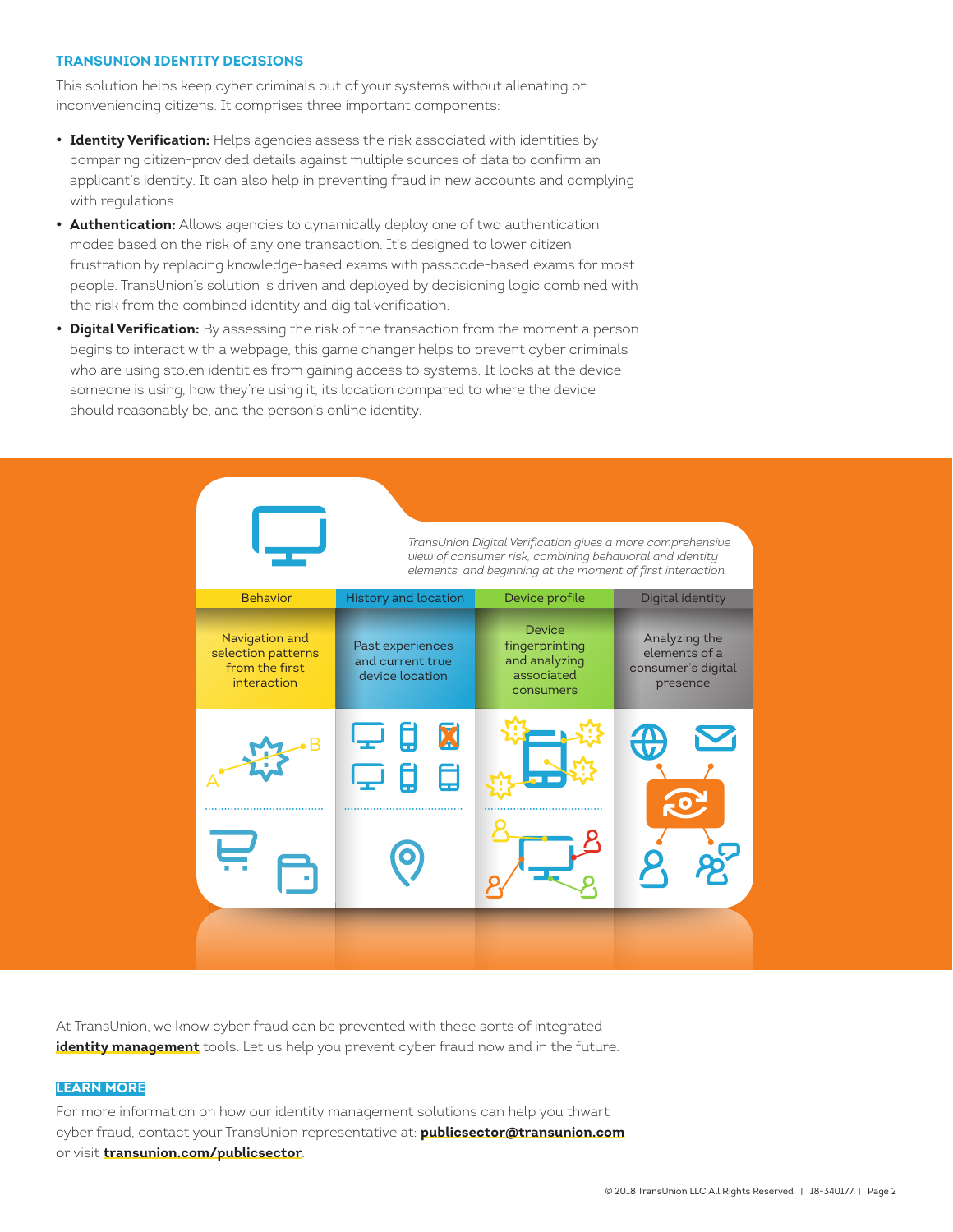## TRANSUNION IDENTITY DECISIONS

This solution helps keep cyber criminals out of your systems without alienating or inconveniencing citizens. It comprises three important components:

- **Identity Verification:** Helps agencies assess the risk associated with identities by comparing citizen-provided details against multiple sources of data to confirm an applicant's identity. It can also help in preventing fraud in new accounts and complying with regulations.
- **Authentication:** Allows agencies to dynamically deploy one of two authentication modes based on the risk of any one transaction. It's designed to lower citizen frustration by replacing knowledge-based exams with passcode-based exams for most people. TransUnion's solution is driven and deployed by decisioning logic combined with the risk from the combined identity and digital verification.
- **Digital Verification:** By assessing the risk of the transaction from the moment a person begins to interact with a webpage, this game changer helps to prevent cyber criminals who are using stolen identities from gaining access to systems. It looks at the device someone is using, how they're using it, its location compared to where the device should reasonably be, and the person's online identity.

*TransUnion Digital Verification gives a more comprehensive view of consumer risk, combining behavioral and identity elements, and beginning at the moment of first interaction.*

Behavior

Navigation and selection patterns from the first interaction

History and location

Past experiences and current true device location

Device profile

Device fingerprinting and analyzing associated consumers

Digital identity

Analyzing the elements of a consumer's digital presence

A

B

At TransUnion, we know cyber fraud can be prevented with these sorts of integrated **identity management** tools. Let us help you prevent cyber fraud now and in the future.

### LEARN MORE

For more information on how our identity management solutions can help you thwart cyber fraud, contact your TransUnion representative at: **publicsector@transunion.com** or visit **transunion.com/publicsector**.

© 2018 TransUnion LLC All Rights Reserved | 18-340177